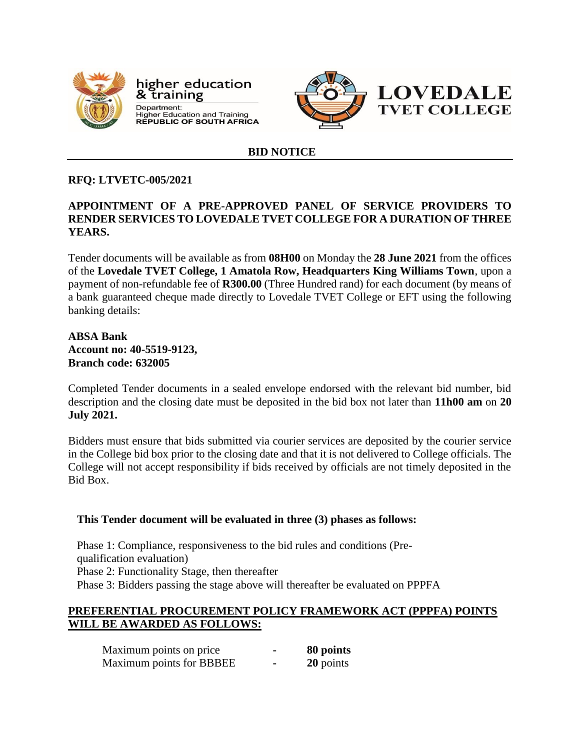higher education & training

Department: Higher Education and Training
**REPUBLIC OF SOUTH AFRICA**

**LOVEDALE TVET COLLEGE**

## BID NOTICE

**RFQ: LTVETC-005/2021**

**APPOINTMENT OF A PRE-APPROVED PANEL OF SERVICE PROVIDERS TO RENDER SERVICES TO LOVEDALE TVET COLLEGE FOR A DURATION OF THREE YEARS.**

Tender documents will be available as from **08H00** on Monday the **28 June 2021** from the offices of the **Lovedale TVET College, 1 Amatola Row, Headquarters King Williams Town**, upon a payment of non-refundable fee of **R300.00** (Three Hundred rand) for each document (by means of a bank guaranteed cheque made directly to Lovedale TVET College or EFT using the following banking details:

**ABSA Bank**
**Account no: 40-5519-9123,**
**Branch code: 632005**

Completed Tender documents in a sealed envelope endorsed with the relevant bid number, bid description and the closing date must be deposited in the bid box not later than **11h00 am** on **20 July 2021.**

Bidders must ensure that bids submitted via courier services are deposited by the courier service in the College bid box prior to the closing date and that it is not delivered to College officials. The College will not accept responsibility if bids received by officials are not timely deposited in the Bid Box.

**This Tender document will be evaluated in three (3) phases as follows:**

Phase 1: Compliance, responsiveness to the bid rules and conditions (Pre-qualification evaluation)
Phase 2: Functionality Stage, then thereafter
Phase 3: Bidders passing the stage above will thereafter be evaluated on PPPFA

**PREFERENTIAL PROCUREMENT POLICY FRAMEWORK ACT (PPPFA) POINTS WILL BE AWARDED AS FOLLOWS:**

| | | |
|---|---|---|
| Maximum points on price | - | **80 points** |
| Maximum points for BBBEE | - | **20** points |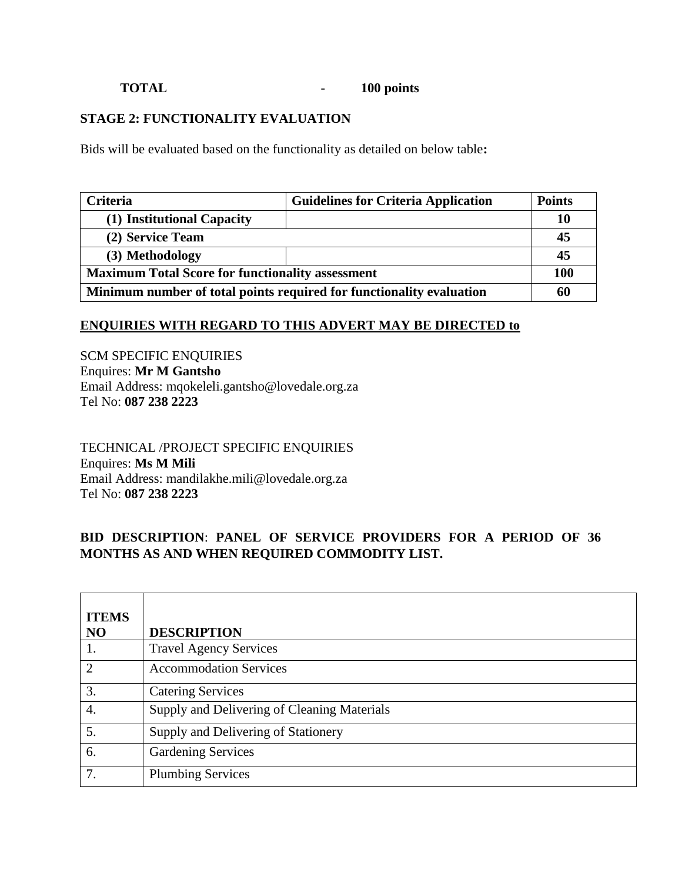**TOTAL - 100 points**

**STAGE 2: FUNCTIONALITY EVALUATION**

Bids will be evaluated based on the functionality as detailed on below table**:**

| **Criteria** | **Guidelines for Criteria Application** | **Points** |
|---|---|---|
| **(1) Institutional Capacity** | | **10** |
| **(2) Service Team** | | **45** |
| **(3) Methodology** | | **45** |
| **Maximum Total Score for functionality assessment** | | **100** |
| **Minimum number of total points required for functionality evaluation** | | **60** |

**ENQUIRIES WITH REGARD TO THIS ADVERT MAY BE DIRECTED to**

SCM SPECIFIC ENQUIRIES
Enquires: **Mr M Gantsho**
Email Address: mqokeleli.gantsho@lovedale.org.za
Tel No: **087 238 2223**

TECHNICAL /PROJECT SPECIFIC ENQUIRIES
Enquires: **Ms M Mili**
Email Address: mandilakhe.mili@lovedale.org.za
Tel No: **087 238 2223**

**BID DESCRIPTION**: **PANEL OF SERVICE PROVIDERS FOR A PERIOD OF 36 MONTHS AS AND WHEN REQUIRED COMMODITY LIST.**

| **ITEMS NO** | **DESCRIPTION** |
|---|---|
| 1. | Travel Agency Services |
| 2 | Accommodation Services |
| 3. | Catering Services |
| 4. | Supply and Delivering of Cleaning Materials |
| 5. | Supply and Delivering of Stationery |
| 6. | Gardening Services |
| 7. | Plumbing Services |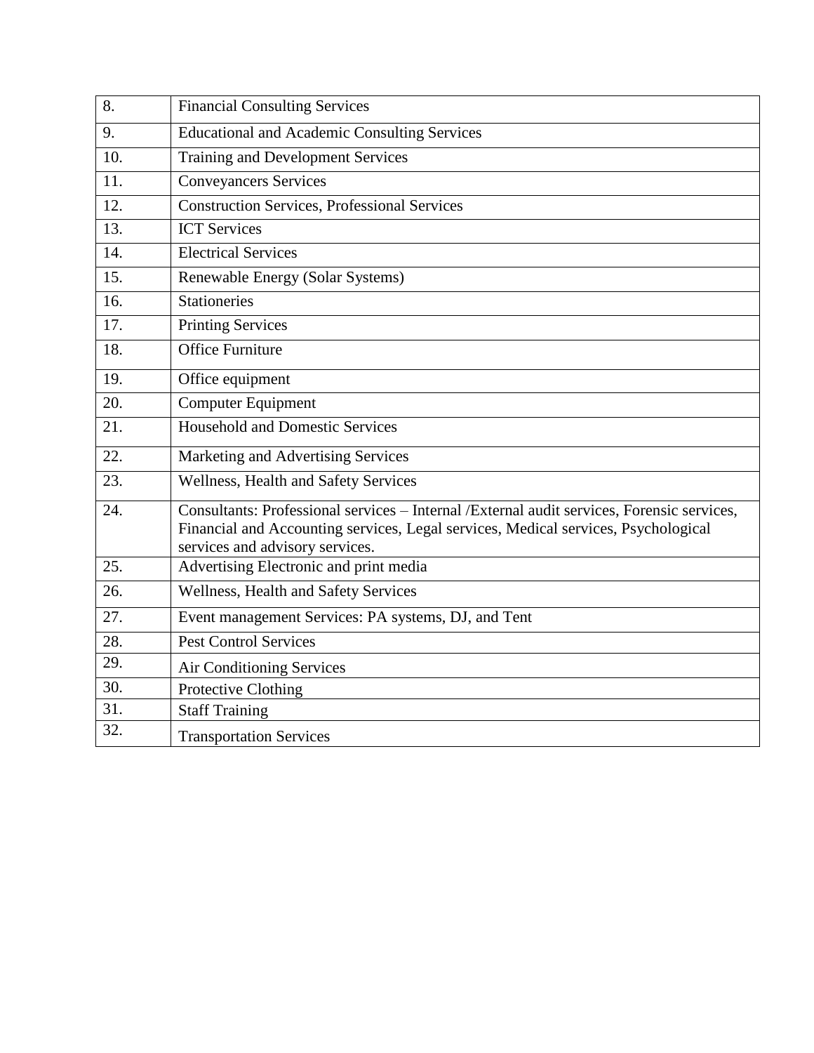| | |
|---|---|
| 8. | Financial Consulting Services |
| 9. | Educational and Academic Consulting Services |
| 10. | Training and Development Services |
| 11. | Conveyancers Services |
| 12. | Construction Services, Professional Services |
| 13. | ICT Services |
| 14. | Electrical Services |
| 15. | Renewable Energy (Solar Systems) |
| 16. | Stationeries |
| 17. | Printing Services |
| 18. | Office Furniture |
| 19. | Office equipment |
| 20. | Computer Equipment |
| 21. | Household and Domestic Services |
| 22. | Marketing and Advertising Services |
| 23. | Wellness, Health and Safety Services |
| 24. | Consultants: Professional services – Internal /External audit services, Forensic services, Financial and Accounting services, Legal services, Medical services, Psychological services and advisory services. |
| 25. | Advertising Electronic and print media |
| 26. | Wellness, Health and Safety Services |
| 27. | Event management Services: PA systems, DJ, and Tent |
| 28. | Pest Control Services |
| 29. | Air Conditioning Services |
| 30. | Protective Clothing |
| 31. | Staff Training |
| 32. | Transportation Services |